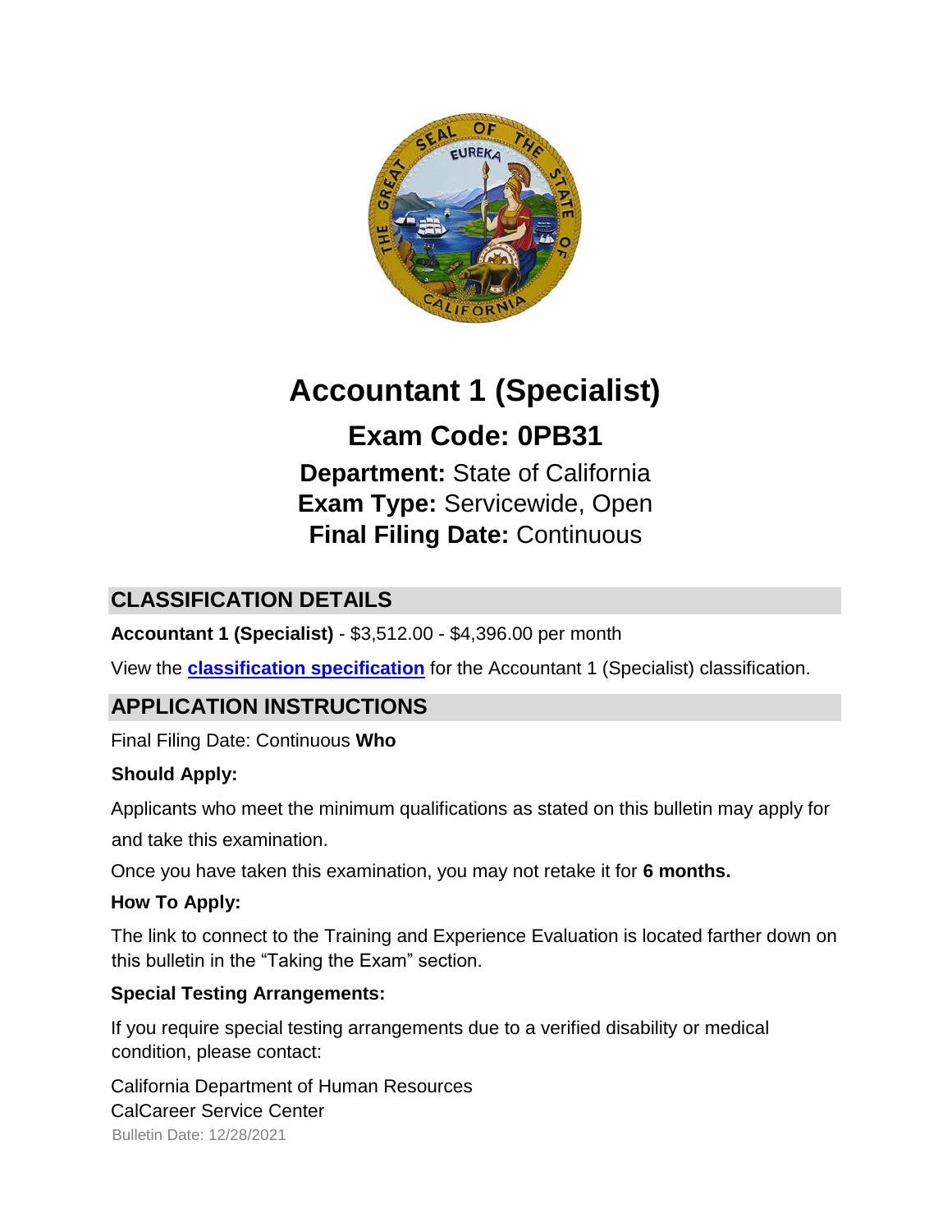# Accountant 1 (Specialist)

## Exam Code: 0PB31

**Department:** State of California
**Exam Type:** Servicewide, Open
**Final Filing Date:** Continuous

## CLASSIFICATION DETAILS

**Accountant 1 (Specialist)** - $3,512.00 - $4,396.00 per month

View the **classification specification** for the Accountant 1 (Specialist) classification.

## APPLICATION INSTRUCTIONS

Final Filing Date: Continuous

**Who Should Apply:**

Applicants who meet the minimum qualifications as stated on this bulletin may apply for and take this examination.

Once you have taken this examination, you may not retake it for **6 months.**

**How To Apply:**

The link to connect to the Training and Experience Evaluation is located farther down on this bulletin in the "Taking the Exam" section.

**Special Testing Arrangements:**

If you require special testing arrangements due to a verified disability or medical condition, please contact:

California Department of Human Resources
CalCareer Service Center

Bulletin Date: 12/28/2021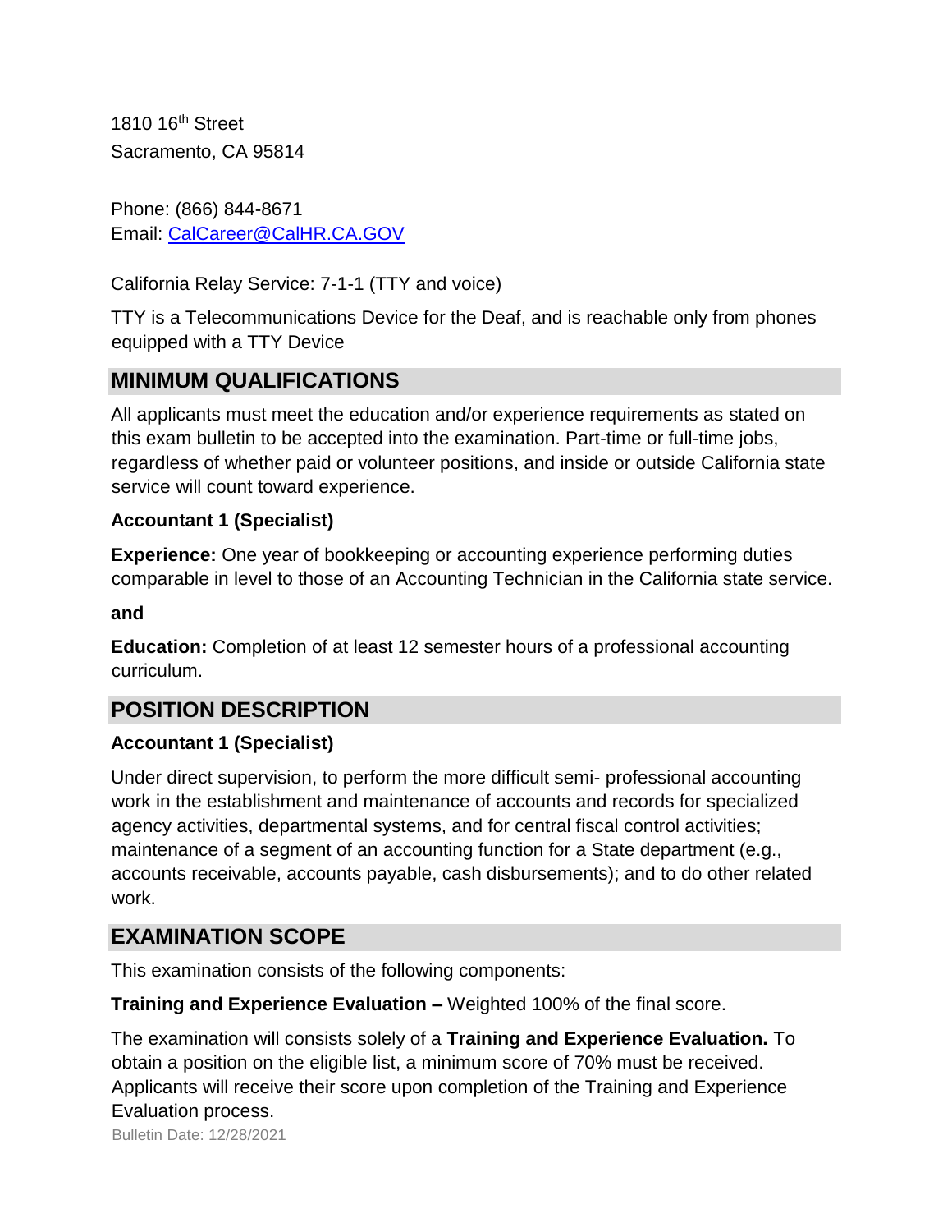1810 16th Street
Sacramento, CA 95814

Phone: (866) 844-8671
Email: CalCareer@CalHR.CA.GOV

California Relay Service: 7-1-1 (TTY and voice)

TTY is a Telecommunications Device for the Deaf, and is reachable only from phones equipped with a TTY Device

## MINIMUM QUALIFICATIONS

All applicants must meet the education and/or experience requirements as stated on this exam bulletin to be accepted into the examination. Part-time or full-time jobs, regardless of whether paid or volunteer positions, and inside or outside California state service will count toward experience.

**Accountant 1 (Specialist)**

**Experience:** One year of bookkeeping or accounting experience performing duties comparable in level to those of an Accounting Technician in the California state service.

**and**

**Education:** Completion of at least 12 semester hours of a professional accounting curriculum.

## POSITION DESCRIPTION

**Accountant 1 (Specialist)**

Under direct supervision, to perform the more difficult semi- professional accounting work in the establishment and maintenance of accounts and records for specialized agency activities, departmental systems, and for central fiscal control activities; maintenance of a segment of an accounting function for a State department (e.g., accounts receivable, accounts payable, cash disbursements); and to do other related work.

## EXAMINATION SCOPE

This examination consists of the following components:

**Training and Experience Evaluation –** Weighted 100% of the final score.

The examination will consists solely of a **Training and Experience Evaluation.** To obtain a position on the eligible list, a minimum score of 70% must be received. Applicants will receive their score upon completion of the Training and Experience Evaluation process.

Bulletin Date: 12/28/2021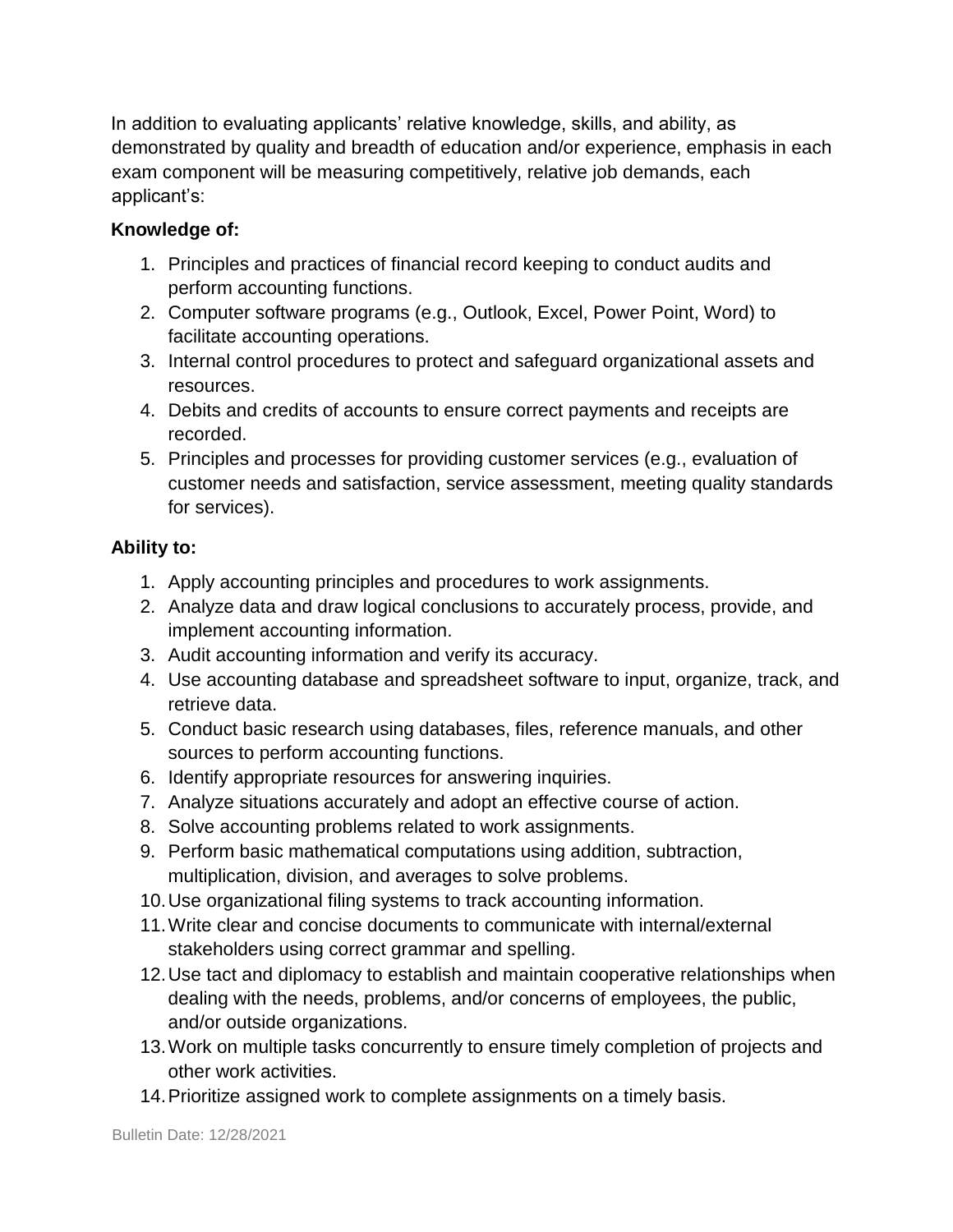In addition to evaluating applicants' relative knowledge, skills, and ability, as demonstrated by quality and breadth of education and/or experience, emphasis in each exam component will be measuring competitively, relative job demands, each applicant's:

**Knowledge of:**

1. Principles and practices of financial record keeping to conduct audits and perform accounting functions.
2. Computer software programs (e.g., Outlook, Excel, Power Point, Word) to facilitate accounting operations.
3. Internal control procedures to protect and safeguard organizational assets and resources.
4. Debits and credits of accounts to ensure correct payments and receipts are recorded.
5. Principles and processes for providing customer services (e.g., evaluation of customer needs and satisfaction, service assessment, meeting quality standards for services).

**Ability to:**

1. Apply accounting principles and procedures to work assignments.
2. Analyze data and draw logical conclusions to accurately process, provide, and implement accounting information.
3. Audit accounting information and verify its accuracy.
4. Use accounting database and spreadsheet software to input, organize, track, and retrieve data.
5. Conduct basic research using databases, files, reference manuals, and other sources to perform accounting functions.
6. Identify appropriate resources for answering inquiries.
7. Analyze situations accurately and adopt an effective course of action.
8. Solve accounting problems related to work assignments.
9. Perform basic mathematical computations using addition, subtraction, multiplication, division, and averages to solve problems.
10. Use organizational filing systems to track accounting information.
11. Write clear and concise documents to communicate with internal/external stakeholders using correct grammar and spelling.
12. Use tact and diplomacy to establish and maintain cooperative relationships when dealing with the needs, problems, and/or concerns of employees, the public, and/or outside organizations.
13. Work on multiple tasks concurrently to ensure timely completion of projects and other work activities.
14. Prioritize assigned work to complete assignments on a timely basis.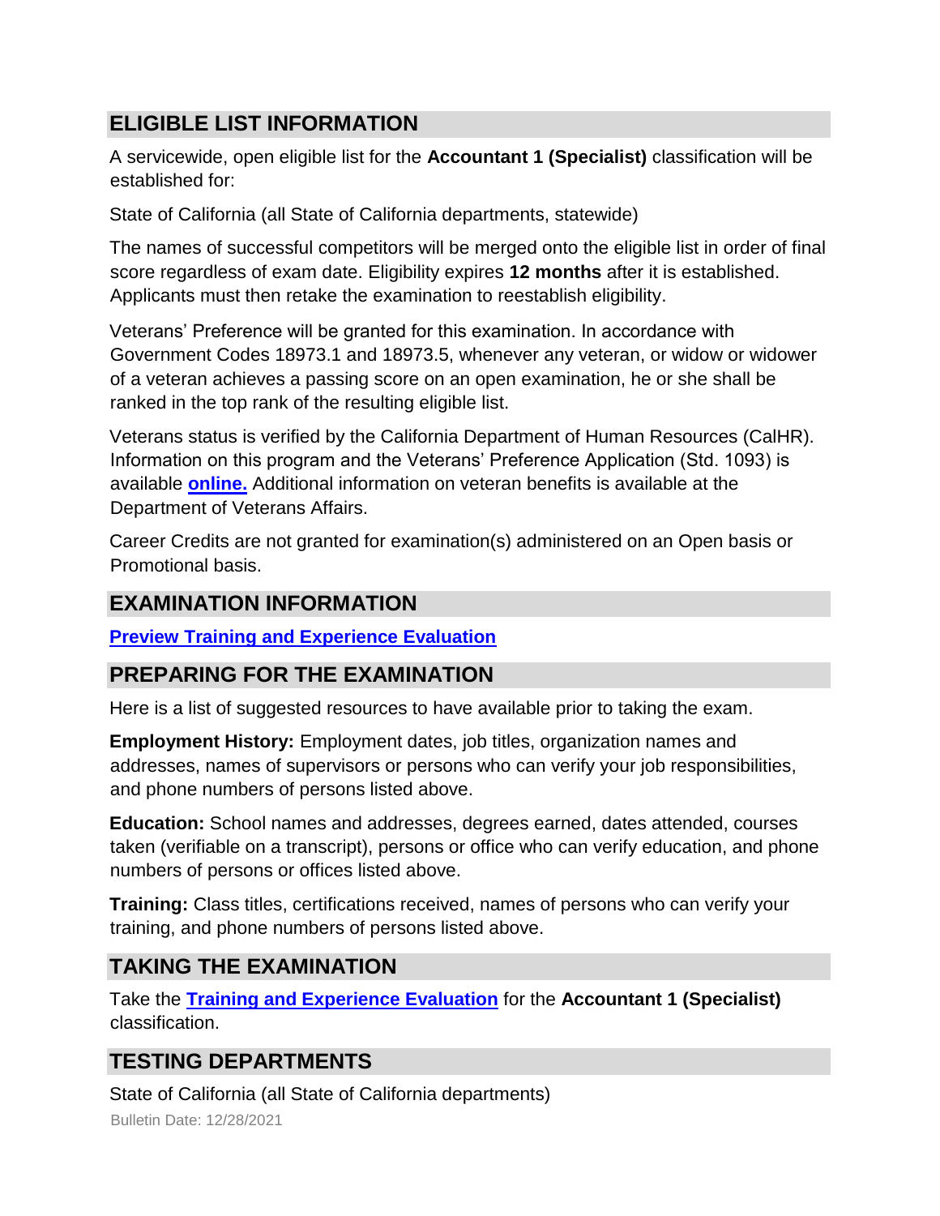## ELIGIBLE LIST INFORMATION

A servicewide, open eligible list for the **Accountant 1 (Specialist)** classification will be established for:

State of California (all State of California departments, statewide)

The names of successful competitors will be merged onto the eligible list in order of final score regardless of exam date. Eligibility expires **12 months** after it is established. Applicants must then retake the examination to reestablish eligibility.

Veterans' Preference will be granted for this examination. In accordance with Government Codes 18973.1 and 18973.5, whenever any veteran, or widow or widower of a veteran achieves a passing score on an open examination, he or she shall be ranked in the top rank of the resulting eligible list.

Veterans status is verified by the California Department of Human Resources (CalHR). Information on this program and the Veterans' Preference Application (Std. 1093) is available **online.** Additional information on veteran benefits is available at the Department of Veterans Affairs.

Career Credits are not granted for examination(s) administered on an Open basis or Promotional basis.

## EXAMINATION INFORMATION

**Preview Training and Experience Evaluation**

## PREPARING FOR THE EXAMINATION

Here is a list of suggested resources to have available prior to taking the exam.

**Employment History:** Employment dates, job titles, organization names and addresses, names of supervisors or persons who can verify your job responsibilities, and phone numbers of persons listed above.

**Education:** School names and addresses, degrees earned, dates attended, courses taken (verifiable on a transcript), persons or office who can verify education, and phone numbers of persons or offices listed above.

**Training:** Class titles, certifications received, names of persons who can verify your training, and phone numbers of persons listed above.

## TAKING THE EXAMINATION

Take the **Training and Experience Evaluation** for the **Accountant 1 (Specialist)** classification.

## TESTING DEPARTMENTS

State of California (all State of California departments)

Bulletin Date: 12/28/2021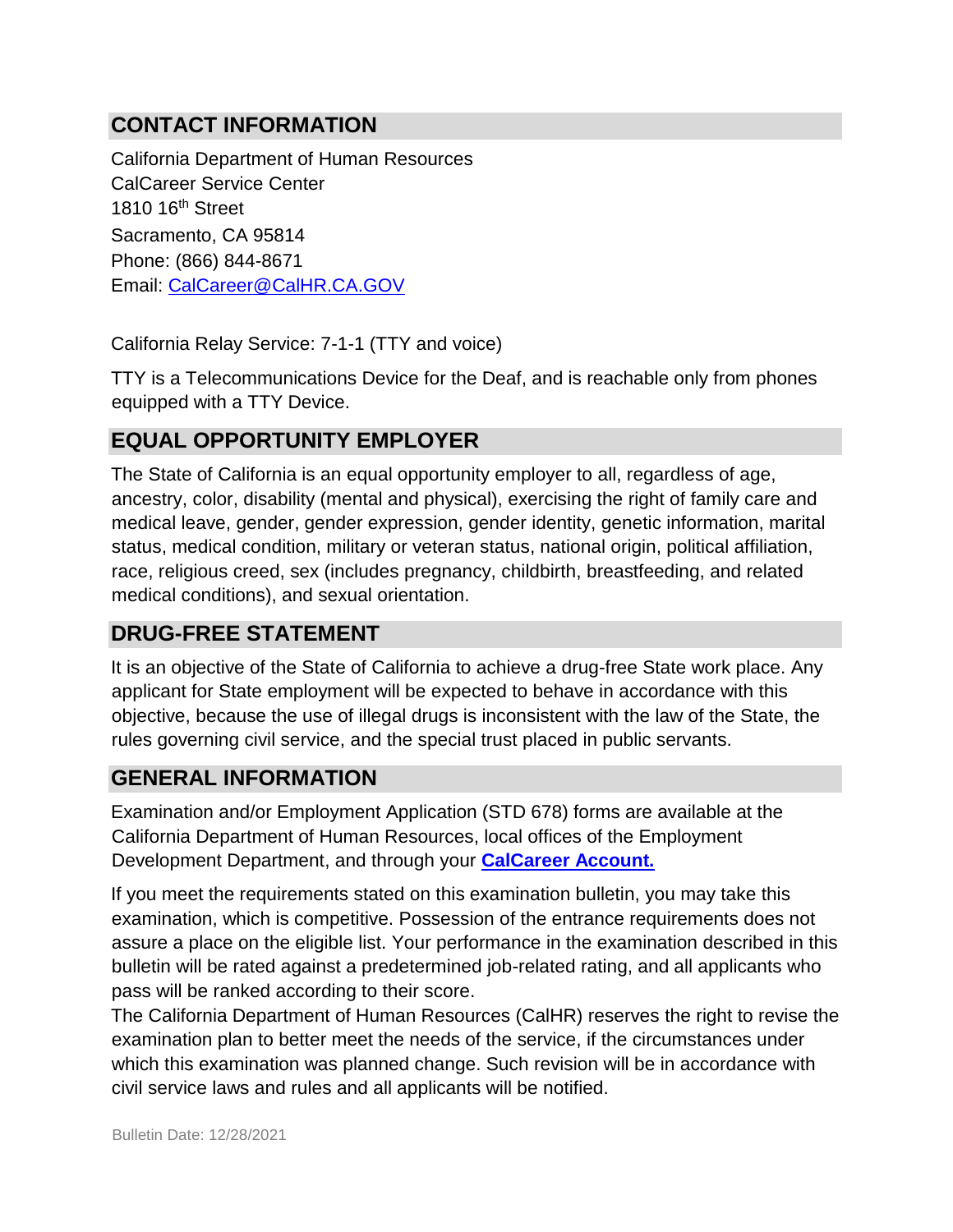## CONTACT INFORMATION

California Department of Human Resources
CalCareer Service Center
1810 16th Street
Sacramento, CA 95814
Phone: (866) 844-8671
Email: [CalCareer@CalHR.CA.GOV](mailto:CalCareer@CalHR.CA.GOV)

California Relay Service: 7-1-1 (TTY and voice)

TTY is a Telecommunications Device for the Deaf, and is reachable only from phones equipped with a TTY Device.

## EQUAL OPPORTUNITY EMPLOYER

The State of California is an equal opportunity employer to all, regardless of age, ancestry, color, disability (mental and physical), exercising the right of family care and medical leave, gender, gender expression, gender identity, genetic information, marital status, medical condition, military or veteran status, national origin, political affiliation, race, religious creed, sex (includes pregnancy, childbirth, breastfeeding, and related medical conditions), and sexual orientation.

## DRUG-FREE STATEMENT

It is an objective of the State of California to achieve a drug-free State work place. Any applicant for State employment will be expected to behave in accordance with this objective, because the use of illegal drugs is inconsistent with the law of the State, the rules governing civil service, and the special trust placed in public servants.

## GENERAL INFORMATION

Examination and/or Employment Application (STD 678) forms are available at the California Department of Human Resources, local offices of the Employment Development Department, and through your **[CalCareer Account.]()**

If you meet the requirements stated on this examination bulletin, you may take this examination, which is competitive. Possession of the entrance requirements does not assure a place on the eligible list. Your performance in the examination described in this bulletin will be rated against a predetermined job-related rating, and all applicants who pass will be ranked according to their score.

The California Department of Human Resources (CalHR) reserves the right to revise the examination plan to better meet the needs of the service, if the circumstances under which this examination was planned change. Such revision will be in accordance with civil service laws and rules and all applicants will be notified.

Bulletin Date: 12/28/2021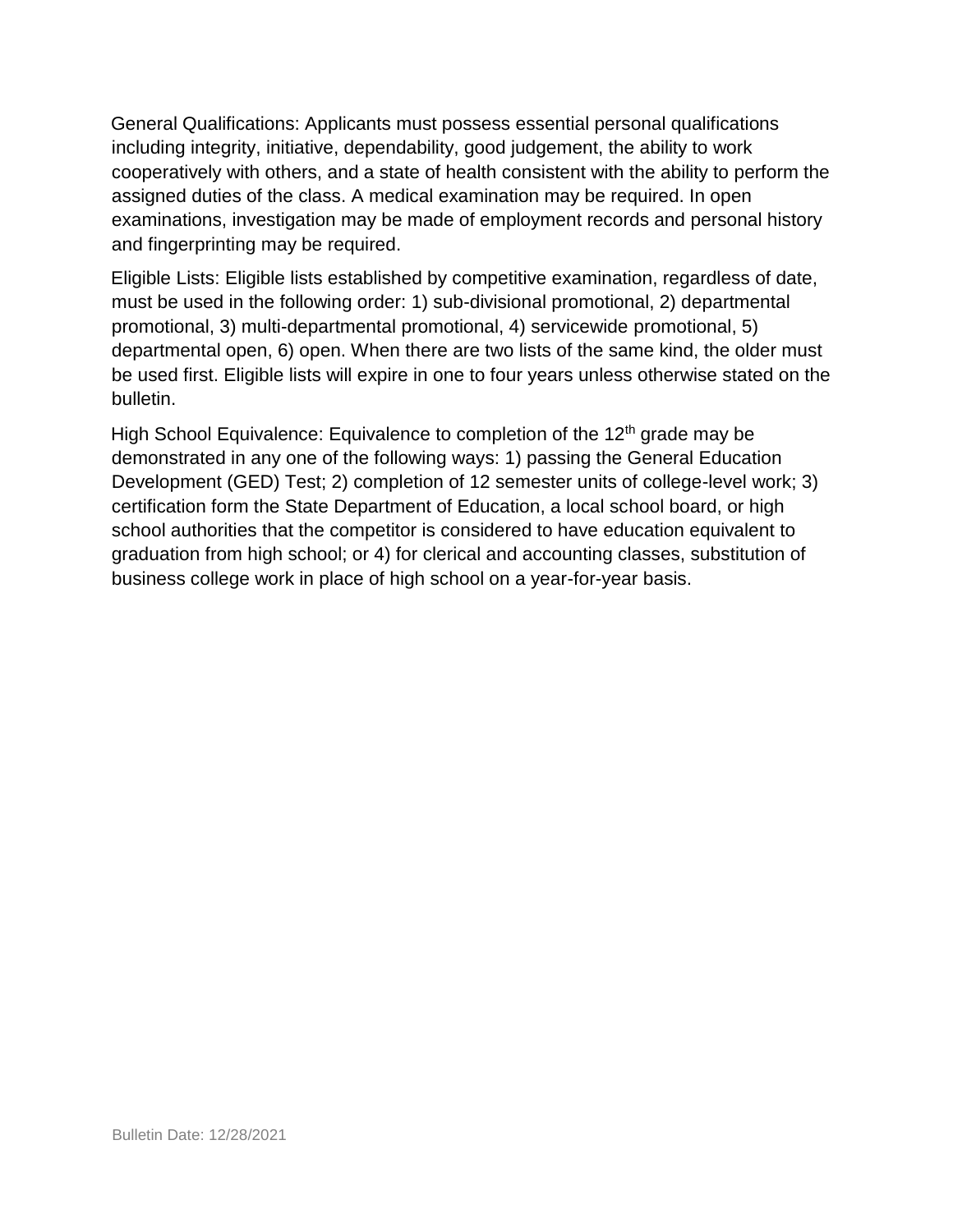General Qualifications: Applicants must possess essential personal qualifications including integrity, initiative, dependability, good judgement, the ability to work cooperatively with others, and a state of health consistent with the ability to perform the assigned duties of the class. A medical examination may be required. In open examinations, investigation may be made of employment records and personal history and fingerprinting may be required.

Eligible Lists: Eligible lists established by competitive examination, regardless of date, must be used in the following order: 1) sub-divisional promotional, 2) departmental promotional, 3) multi-departmental promotional, 4) servicewide promotional, 5) departmental open, 6) open. When there are two lists of the same kind, the older must be used first. Eligible lists will expire in one to four years unless otherwise stated on the bulletin.

High School Equivalence: Equivalence to completion of the 12th grade may be demonstrated in any one of the following ways: 1) passing the General Education Development (GED) Test; 2) completion of 12 semester units of college-level work; 3) certification form the State Department of Education, a local school board, or high school authorities that the competitor is considered to have education equivalent to graduation from high school; or 4) for clerical and accounting classes, substitution of business college work in place of high school on a year-for-year basis.

Bulletin Date: 12/28/2021